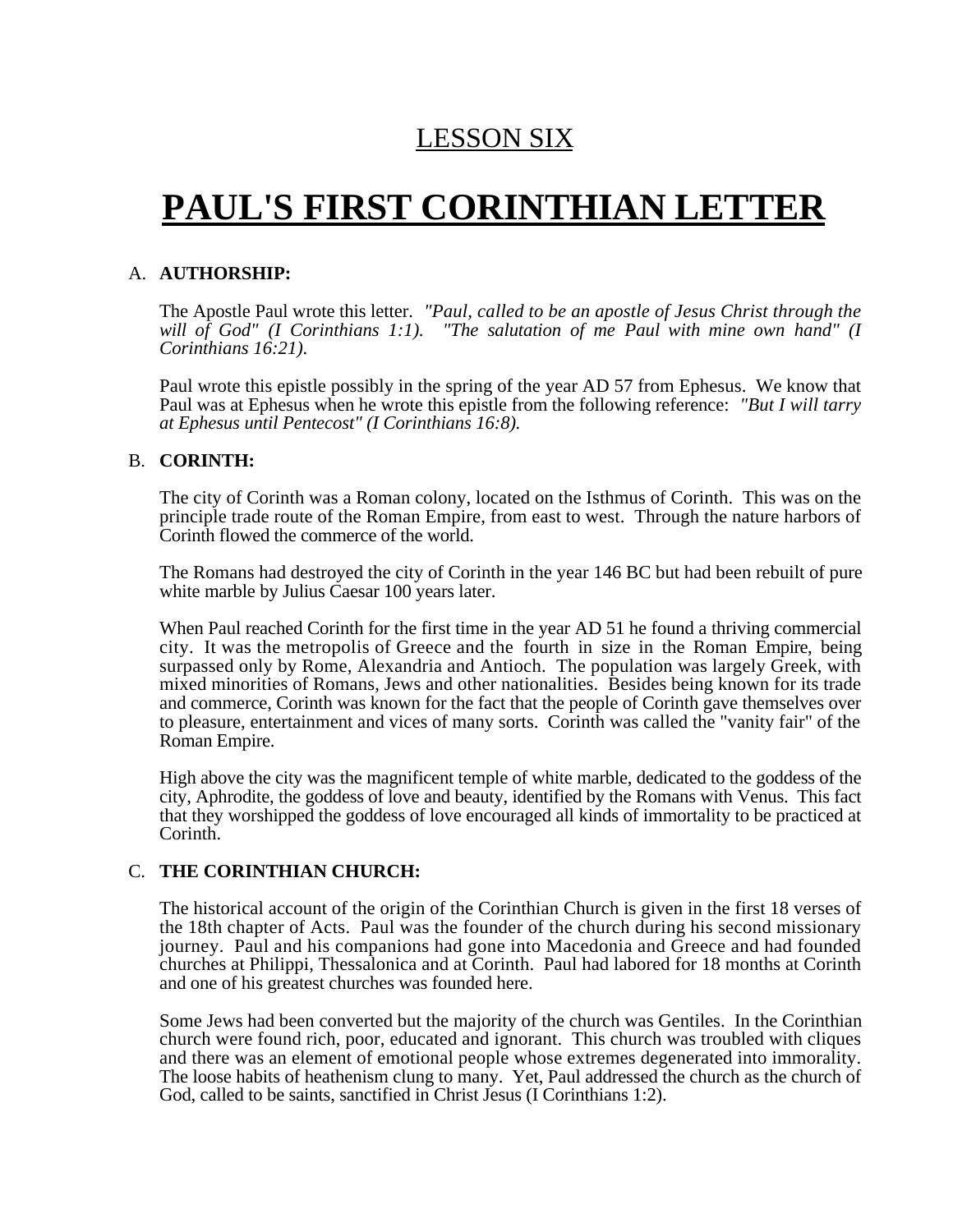# LESSON SIX

# PAUL'S FIRST CORINTHIAN LETTER

## A. **AUTHORSHIP:**

The Apostle Paul wrote this letter. *"Paul, called to be an apostle of Jesus Christ through the will of God" (I Corinthians 1:1). "The salutation of me Paul with mine own hand" (I Corinthians 16:21).*

Paul wrote this epistle possibly in the spring of the year AD 57 from Ephesus. We know that Paul was at Ephesus when he wrote this epistle from the following reference: *"But I will tarry at Ephesus until Pentecost" (I Corinthians 16:8).*

## B. **CORINTH:**

The city of Corinth was a Roman colony, located on the Isthmus of Corinth. This was on the principle trade route of the Roman Empire, from east to west. Through the nature harbors of Corinth flowed the commerce of the world.

The Romans had destroyed the city of Corinth in the year 146 BC but had been rebuilt of pure white marble by Julius Caesar 100 years later.

When Paul reached Corinth for the first time in the year AD 51 he found a thriving commercial city. It was the metropolis of Greece and the fourth in size in the Roman Empire, being surpassed only by Rome, Alexandria and Antioch. The population was largely Greek, with mixed minorities of Romans, Jews and other nationalities. Besides being known for its trade and commerce, Corinth was known for the fact that the people of Corinth gave themselves over to pleasure, entertainment and vices of many sorts. Corinth was called the "vanity fair" of the Roman Empire.

High above the city was the magnificent temple of white marble, dedicated to the goddess of the city, Aphrodite, the goddess of love and beauty, identified by the Romans with Venus. This fact that they worshipped the goddess of love encouraged all kinds of immortality to be practiced at Corinth.

## C. **THE CORINTHIAN CHURCH:**

The historical account of the origin of the Corinthian Church is given in the first 18 verses of the 18th chapter of Acts. Paul was the founder of the church during his second missionary journey. Paul and his companions had gone into Macedonia and Greece and had founded churches at Philippi, Thessalonica and at Corinth. Paul had labored for 18 months at Corinth and one of his greatest churches was founded here.

Some Jews had been converted but the majority of the church was Gentiles. In the Corinthian church were found rich, poor, educated and ignorant. This church was troubled with cliques and there was an element of emotional people whose extremes degenerated into immorality. The loose habits of heathenism clung to many. Yet, Paul addressed the church as the church of God, called to be saints, sanctified in Christ Jesus (I Corinthians 1:2).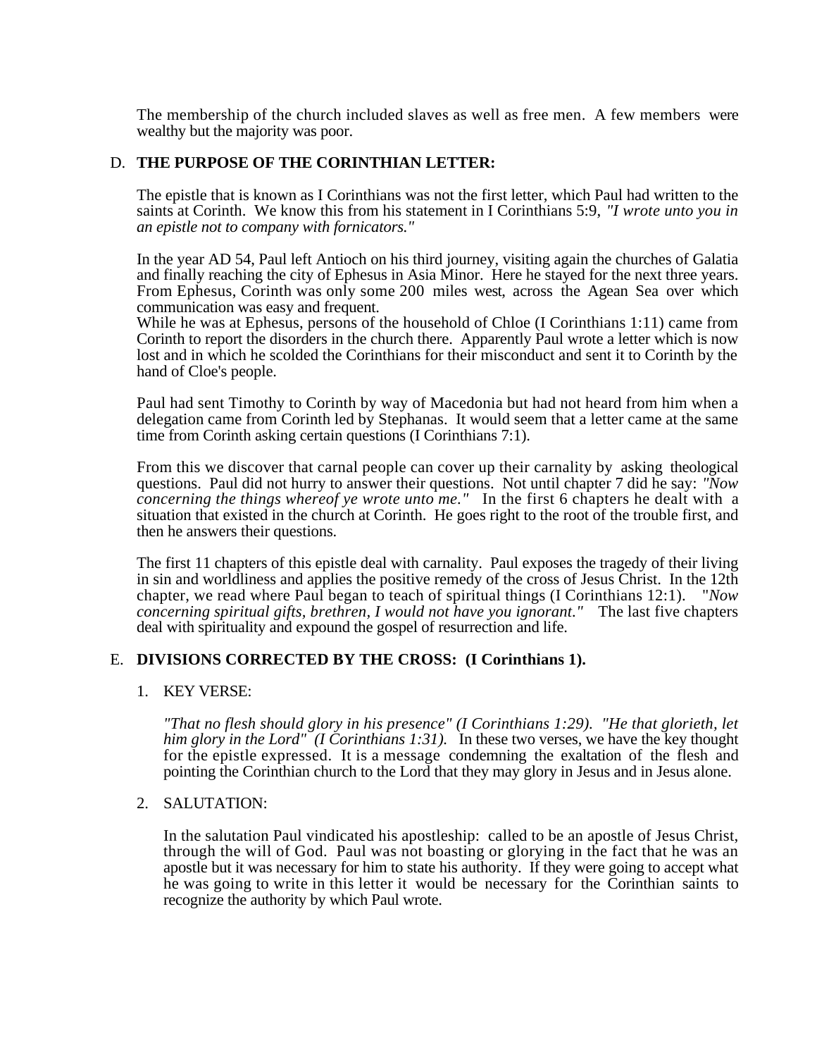The membership of the church included slaves as well as free men. A few members were wealthy but the majority was poor.

D. **THE PURPOSE OF THE CORINTHIAN LETTER:**

The epistle that is known as I Corinthians was not the first letter, which Paul had written to the saints at Corinth. We know this from his statement in I Corinthians 5:9, *"I wrote unto you in an epistle not to company with fornicators."*

In the year AD 54, Paul left Antioch on his third journey, visiting again the churches of Galatia and finally reaching the city of Ephesus in Asia Minor. Here he stayed for the next three years. From Ephesus, Corinth was only some 200 miles west, across the Agean Sea over which communication was easy and frequent.

While he was at Ephesus, persons of the household of Chloe (I Corinthians 1:11) came from Corinth to report the disorders in the church there. Apparently Paul wrote a letter which is now lost and in which he scolded the Corinthians for their misconduct and sent it to Corinth by the hand of Cloe's people.

Paul had sent Timothy to Corinth by way of Macedonia but had not heard from him when a delegation came from Corinth led by Stephanas. It would seem that a letter came at the same time from Corinth asking certain questions (I Corinthians 7:1).

From this we discover that carnal people can cover up their carnality by asking theological questions. Paul did not hurry to answer their questions. Not until chapter 7 did he say: *"Now concerning the things whereof ye wrote unto me."* In the first 6 chapters he dealt with a situation that existed in the church at Corinth. He goes right to the root of the trouble first, and then he answers their questions.

The first 11 chapters of this epistle deal with carnality. Paul exposes the tragedy of their living in sin and worldliness and applies the positive remedy of the cross of Jesus Christ. In the 12th chapter, we read where Paul began to teach of spiritual things (I Corinthians 12:1). "*Now concerning spiritual gifts, brethren, I would not have you ignorant."* The last five chapters deal with spirituality and expound the gospel of resurrection and life.

E. **DIVISIONS CORRECTED BY THE CROSS: (I Corinthians 1).**

1. KEY VERSE:

   *"That no flesh should glory in his presence" (I Corinthians 1:29). "He that glorieth, let him glory in the Lord" (I Corinthians 1:31).* In these two verses, we have the key thought for the epistle expressed. It is a message condemning the exaltation of the flesh and pointing the Corinthian church to the Lord that they may glory in Jesus and in Jesus alone.

2. SALUTATION:

   In the salutation Paul vindicated his apostleship: called to be an apostle of Jesus Christ, through the will of God. Paul was not boasting or glorying in the fact that he was an apostle but it was necessary for him to state his authority. If they were going to accept what he was going to write in this letter it would be necessary for the Corinthian saints to recognize the authority by which Paul wrote.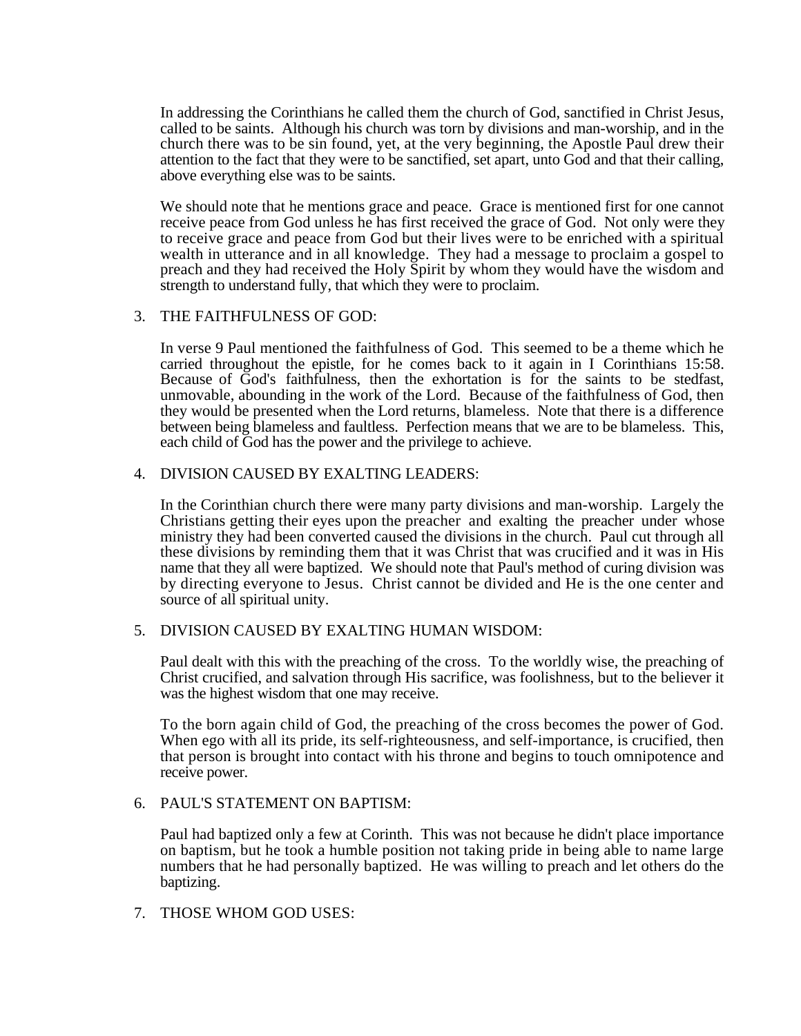In addressing the Corinthians he called them the church of God, sanctified in Christ Jesus, called to be saints. Although his church was torn by divisions and man-worship, and in the church there was to be sin found, yet, at the very beginning, the Apostle Paul drew their attention to the fact that they were to be sanctified, set apart, unto God and that their calling, above everything else was to be saints.

We should note that he mentions grace and peace. Grace is mentioned first for one cannot receive peace from God unless he has first received the grace of God. Not only were they to receive grace and peace from God but their lives were to be enriched with a spiritual wealth in utterance and in all knowledge. They had a message to proclaim a gospel to preach and they had received the Holy Spirit by whom they would have the wisdom and strength to understand fully, that which they were to proclaim.

3. THE FAITHFULNESS OF GOD:

   In verse 9 Paul mentioned the faithfulness of God. This seemed to be a theme which he carried throughout the epistle, for he comes back to it again in I Corinthians 15:58. Because of God's faithfulness, then the exhortation is for the saints to be stedfast, unmovable, abounding in the work of the Lord. Because of the faithfulness of God, then they would be presented when the Lord returns, blameless. Note that there is a difference between being blameless and faultless. Perfection means that we are to be blameless. This, each child of God has the power and the privilege to achieve.

4. DIVISION CAUSED BY EXALTING LEADERS:

   In the Corinthian church there were many party divisions and man-worship. Largely the Christians getting their eyes upon the preacher and exalting the preacher under whose ministry they had been converted caused the divisions in the church. Paul cut through all these divisions by reminding them that it was Christ that was crucified and it was in His name that they all were baptized. We should note that Paul's method of curing division was by directing everyone to Jesus. Christ cannot be divided and He is the one center and source of all spiritual unity.

5. DIVISION CAUSED BY EXALTING HUMAN WISDOM:

   Paul dealt with this with the preaching of the cross. To the worldly wise, the preaching of Christ crucified, and salvation through His sacrifice, was foolishness, but to the believer it was the highest wisdom that one may receive.

   To the born again child of God, the preaching of the cross becomes the power of God. When ego with all its pride, its self-righteousness, and self-importance, is crucified, then that person is brought into contact with his throne and begins to touch omnipotence and receive power.

6. PAUL'S STATEMENT ON BAPTISM:

   Paul had baptized only a few at Corinth. This was not because he didn't place importance on baptism, but he took a humble position not taking pride in being able to name large numbers that he had personally baptized. He was willing to preach and let others do the baptizing.

7. THOSE WHOM GOD USES: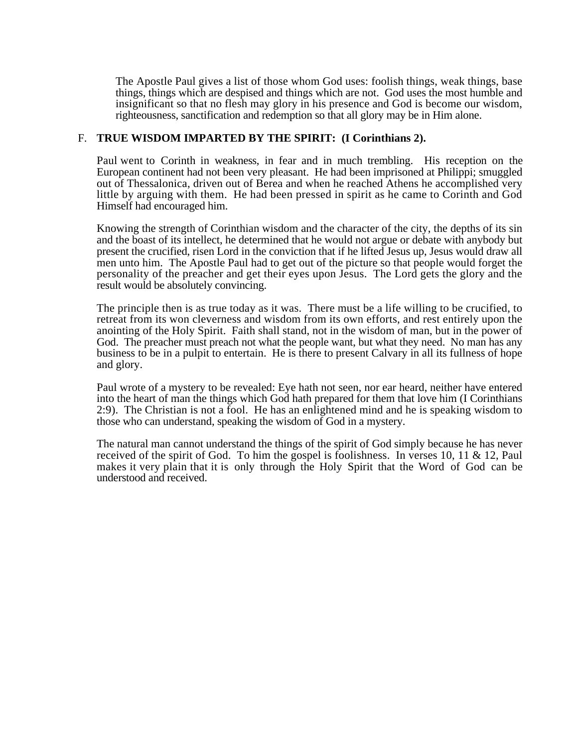The Apostle Paul gives a list of those whom God uses: foolish things, weak things, base things, things which are despised and things which are not. God uses the most humble and insignificant so that no flesh may glory in his presence and God is become our wisdom, righteousness, sanctification and redemption so that all glory may be in Him alone.

F. **TRUE WISDOM IMPARTED BY THE SPIRIT: (I Corinthians 2).**

Paul went to Corinth in weakness, in fear and in much trembling. His reception on the European continent had not been very pleasant. He had been imprisoned at Philippi; smuggled out of Thessalonica, driven out of Berea and when he reached Athens he accomplished very little by arguing with them. He had been pressed in spirit as he came to Corinth and God Himself had encouraged him.

Knowing the strength of Corinthian wisdom and the character of the city, the depths of its sin and the boast of its intellect, he determined that he would not argue or debate with anybody but present the crucified, risen Lord in the conviction that if he lifted Jesus up, Jesus would draw all men unto him. The Apostle Paul had to get out of the picture so that people would forget the personality of the preacher and get their eyes upon Jesus. The Lord gets the glory and the result would be absolutely convincing.

The principle then is as true today as it was. There must be a life willing to be crucified, to retreat from its won cleverness and wisdom from its own efforts, and rest entirely upon the anointing of the Holy Spirit. Faith shall stand, not in the wisdom of man, but in the power of God. The preacher must preach not what the people want, but what they need. No man has any business to be in a pulpit to entertain. He is there to present Calvary in all its fullness of hope and glory.

Paul wrote of a mystery to be revealed: Eye hath not seen, nor ear heard, neither have entered into the heart of man the things which God hath prepared for them that love him (I Corinthians 2:9). The Christian is not a fool. He has an enlightened mind and he is speaking wisdom to those who can understand, speaking the wisdom of God in a mystery.

The natural man cannot understand the things of the spirit of God simply because he has never received of the spirit of God. To him the gospel is foolishness. In verses 10, 11 & 12, Paul makes it very plain that it is only through the Holy Spirit that the Word of God can be understood and received.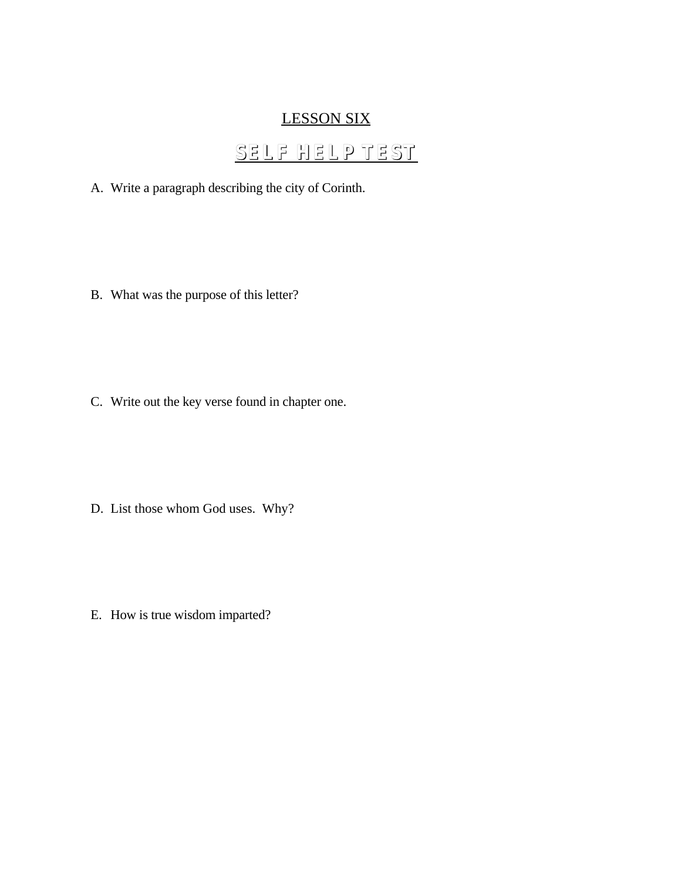## LESSON SIX

## SELF HELP TEST

A. Write a paragraph describing the city of Corinth.

B. What was the purpose of this letter?

C. Write out the key verse found in chapter one.

D. List those whom God uses. Why?

E. How is true wisdom imparted?